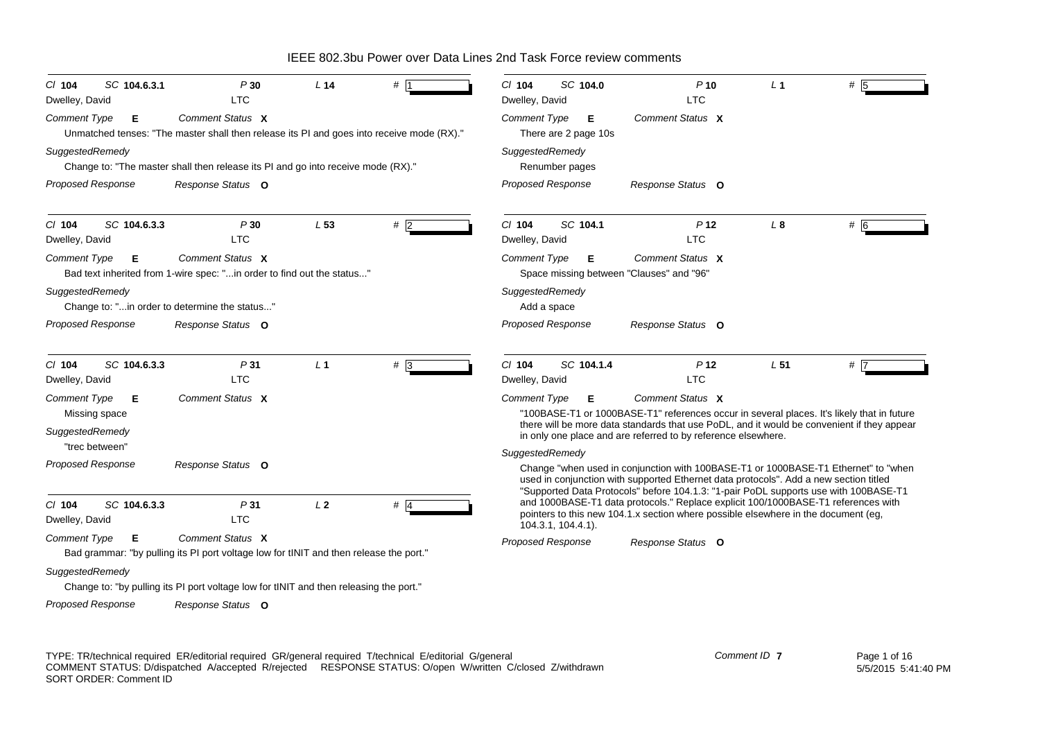# IEEE 802.3bu Power over Data Lines 2nd Task Force review comments

| Cl 104 | SC 104.6.3.1 | P 30 | L 14 | # 1 |
|---|---|---|---|---|
| Dwelley, David | | LTC | | |

*Comment Type* **E** *Comment Status* **X**

Unmatched tenses: "The master shall then release its PI and goes into receive mode (RX)."

*SuggestedRemedy*

Change to: "The master shall then release its PI and go into receive mode (RX)."

*Proposed Response* *Response Status* **O**

---

| Cl 104 | SC 104.6.3.3 | P 30 | L 53 | # 2 |
|---|---|---|---|---|
| Dwelley, David | | LTC | | |

*Comment Type* **E** *Comment Status* **X**

Bad text inherited from 1-wire spec: "...in order to find out the status..."

*SuggestedRemedy*

Change to: "...in order to determine the status..."

*Proposed Response* *Response Status* **O**

---

| Cl 104 | SC 104.6.3.3 | P 31 | L 1 | # 3 |
|---|---|---|---|---|
| Dwelley, David | | LTC | | |

*Comment Type* **E** *Comment Status* **X**

Missing space

*SuggestedRemedy*

"trec between"

*Proposed Response* *Response Status* **O**

---

| Cl 104 | SC 104.6.3.3 | P 31 | L 2 | # 4 |
|---|---|---|---|---|
| Dwelley, David | | LTC | | |

*Comment Type* **E** *Comment Status* **X**

Bad grammar: "by pulling its PI port voltage low for tINIT and then release the port."

*SuggestedRemedy*

Change to: "by pulling its PI port voltage low for tINIT and then releasing the port."

*Proposed Response* *Response Status* **O**

---

| Cl 104 | SC 104.0 | P 10 | L 1 | # 5 |
|---|---|---|---|---|
| Dwelley, David | | LTC | | |

*Comment Type* **E** *Comment Status* **X**

There are 2 page 10s

*SuggestedRemedy*

Renumber pages

*Proposed Response* *Response Status* **O**

---

| Cl 104 | SC 104.1 | P 12 | L 8 | # 6 |
|---|---|---|---|---|
| Dwelley, David | | LTC | | |

*Comment Type* **E** *Comment Status* **X**

Space missing between "Clauses" and "96"

*SuggestedRemedy*

Add a space

*Proposed Response* *Response Status* **O**

---

| Cl 104 | SC 104.1.4 | P 12 | L 51 | # 7 |
|---|---|---|---|---|
| Dwelley, David | | LTC | | |

*Comment Type* **E** *Comment Status* **X**

"100BASE-T1 or 1000BASE-T1" references occur in several places. It's likely that in future there will be more data standards that use PoDL, and it would be convenient if they appear in only one place and are referred to by reference elsewhere.

*SuggestedRemedy*

Change "when used in conjunction with 100BASE-T1 or 1000BASE-T1 Ethernet" to "when used in conjunction with supported Ethernet data protocols". Add a new section titled "Supported Data Protocols" before 104.1.3: "1-pair PoDL supports use with 100BASE-T1 and 1000BASE-T1 data protocols." Replace explicit 100/1000BASE-T1 references with pointers to this new 104.1.x section where possible elsewhere in the document (eg, 104.3.1, 104.4.1).

*Proposed Response* *Response Status* **O**

---

TYPE: TR/technical required ER/editorial required GR/general required T/technical E/editorial G/general
COMMENT STATUS: D/dispatched A/accepted R/rejected RESPONSE STATUS: O/open W/written C/closed Z/withdrawn
SORT ORDER: Comment ID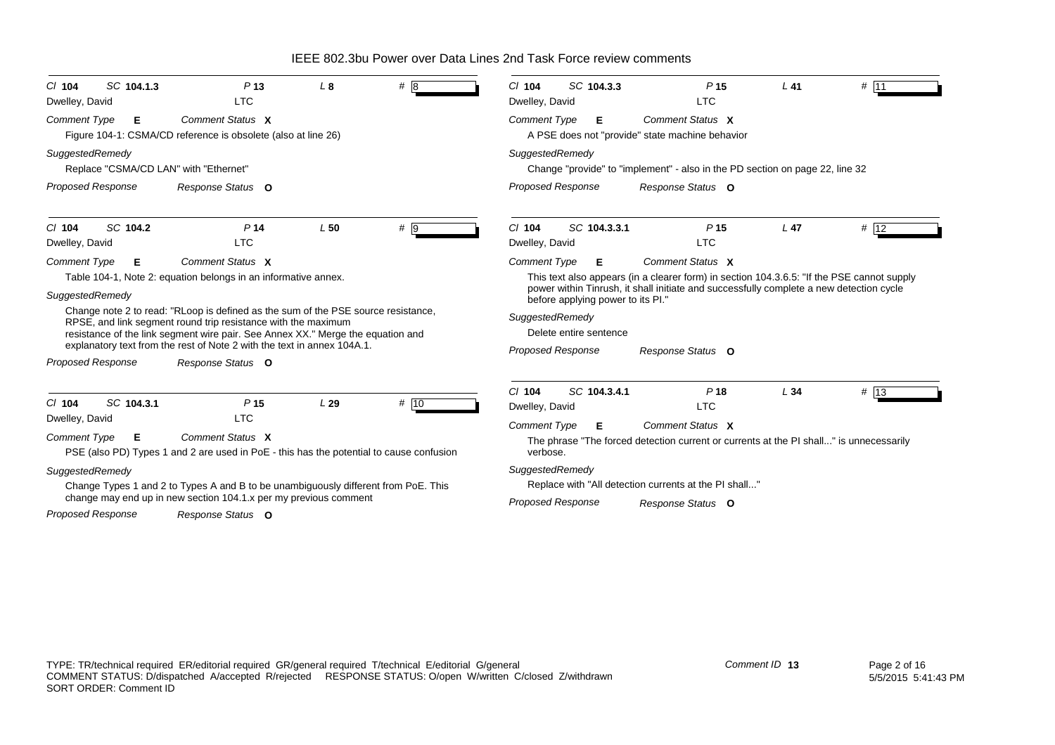IEEE 802.3bu Power over Data Lines 2nd Task Force review comments

Cl **104** SC **104.1.3** P **13** L **8** # 8

Dwelley, David LTC

*Comment Type* **E** *Comment Status* **X**

Figure 104-1: CSMA/CD reference is obsolete (also at line 26)

*SuggestedRemedy*

Replace "CSMA/CD LAN" with "Ethernet"

*Proposed Response* *Response Status* **O**

---

Cl **104** SC **104.2** P **14** L **50** # 9

Dwelley, David LTC

*Comment Type* **E** *Comment Status* **X**

Table 104-1, Note 2: equation belongs in an informative annex.

*SuggestedRemedy*

Change note 2 to read: "RLoop is defined as the sum of the PSE source resistance, RPSE, and link segment round trip resistance with the maximum resistance of the link segment wire pair. See Annex XX." Merge the equation and explanatory text from the rest of Note 2 with the text in annex 104A.1.

*Proposed Response* *Response Status* **O**

---

Cl **104** SC **104.3.1** P **15** L **29** # 10

Dwelley, David LTC

*Comment Type* **E** *Comment Status* **X**

PSE (also PD) Types 1 and 2 are used in PoE - this has the potential to cause confusion

*SuggestedRemedy*

Change Types 1 and 2 to Types A and B to be unambiguously different from PoE. This change may end up in new section 104.1.x per my previous comment

*Proposed Response* *Response Status* **O**

---

Cl **104** SC **104.3.3** P **15** L **41** # 11

Dwelley, David LTC

*Comment Type* **E** *Comment Status* **X**

A PSE does not "provide" state machine behavior

*SuggestedRemedy*

Change "provide" to "implement" - also in the PD section on page 22, line 32

*Proposed Response* *Response Status* **O**

---

Cl **104** SC **104.3.3.1** P **15** L **47** # 12

Dwelley, David LTC

*Comment Type* **E** *Comment Status* **X**

This text also appears (in a clearer form) in section 104.3.6.5: "If the PSE cannot supply power within Tinrush, it shall initiate and successfully complete a new detection cycle before applying power to its PI."

*SuggestedRemedy*

Delete entire sentence

*Proposed Response* *Response Status* **O**

---

Cl **104** SC **104.3.4.1** P **18** L **34** # 13

Dwelley, David LTC

*Comment Type* **E** *Comment Status* **X**

The phrase "The forced detection current or currents at the PI shall..." is unnecessarily verbose.

*SuggestedRemedy*

Replace with "All detection currents at the PI shall..."

*Proposed Response* *Response Status* **O**

---

TYPE: TR/technical required ER/editorial required GR/general required T/technical E/editorial G/general
COMMENT STATUS: D/dispatched A/accepted R/rejected RESPONSE STATUS: O/open W/written C/closed Z/withdrawn
SORT ORDER: Comment ID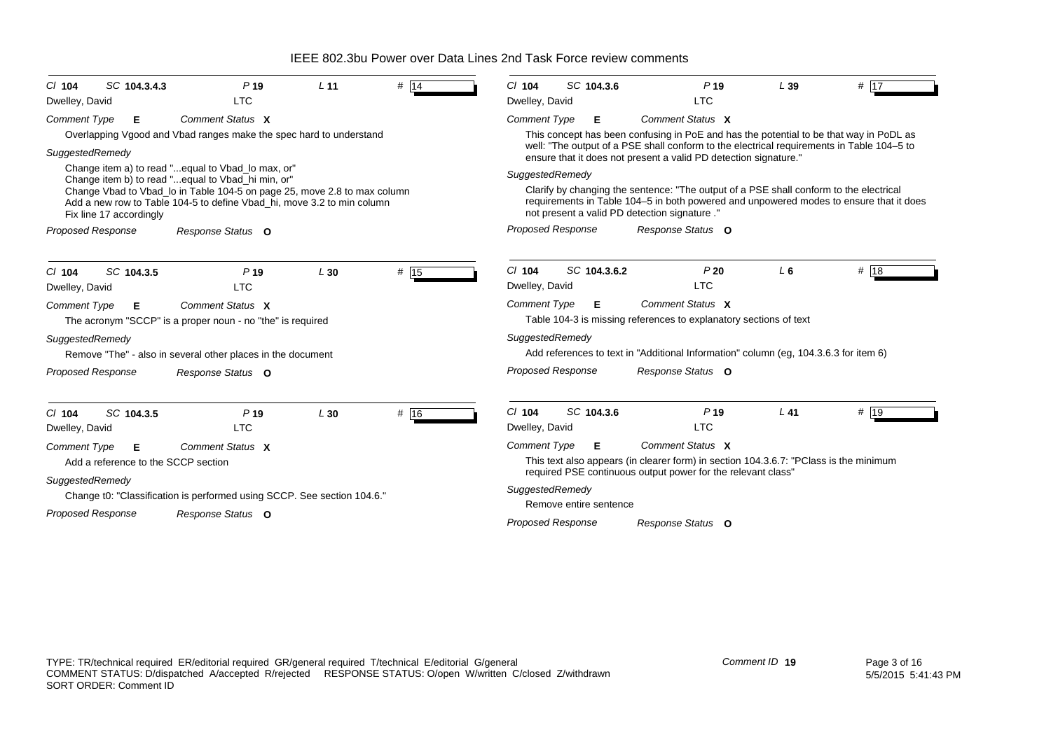| Cl 104 | SC 104.3.4.3 | P 19 | L 11 | # 14 |
|---|---|---|---|---|
| Dwelley, David | | LTC | | |

*Comment Type* **E** *Comment Status* **X**

Overlapping Vgood and Vbad ranges make the spec hard to understand

*SuggestedRemedy*

Change item a) to read "...equal to Vbad_lo max, or"
Change item b) to read "...equal to Vbad_hi min, or"
Change Vbad to Vbad_lo in Table 104-5 on page 25, move 2.8 to max column
Add a new row to Table 104-5 to define Vbad_hi, move 3.2 to min column
Fix line 17 accordingly

*Proposed Response* *Response Status* **O**

---

| Cl 104 | SC 104.3.5 | P 19 | L 30 | # 15 |
|---|---|---|---|---|
| Dwelley, David | | LTC | | |

*Comment Type* **E** *Comment Status* **X**

The acronym "SCCP" is a proper noun - no "the" is required

*SuggestedRemedy*

Remove "The" - also in several other places in the document

*Proposed Response* *Response Status* **O**

---

| Cl 104 | SC 104.3.5 | P 19 | L 30 | # 16 |
|---|---|---|---|---|
| Dwelley, David | | LTC | | |

*Comment Type* **E** *Comment Status* **X**

Add a reference to the SCCP section

*SuggestedRemedy*

Change t0: "Classification is performed using SCCP. See section 104.6."

*Proposed Response* *Response Status* **O**

---

| Cl 104 | SC 104.3.6 | P 19 | L 39 | # 17 |
|---|---|---|---|---|
| Dwelley, David | | LTC | | |

*Comment Type* **E** *Comment Status* **X**

This concept has been confusing in PoE and has the potential to be that way in PoDL as well: "The output of a PSE shall conform to the electrical requirements in Table 104–5 to ensure that it does not present a valid PD detection signature."

*SuggestedRemedy*

Clarify by changing the sentence: "The output of a PSE shall conform to the electrical requirements in Table 104–5 in both powered and unpowered modes to ensure that it does not present a valid PD detection signature ."

*Proposed Response* *Response Status* **O**

---

| Cl 104 | SC 104.3.6.2 | P 20 | L 6 | # 18 |
|---|---|---|---|---|
| Dwelley, David | | LTC | | |

*Comment Type* **E** *Comment Status* **X**

Table 104-3 is missing references to explanatory sections of text

*SuggestedRemedy*

Add references to text in "Additional Information" column (eg, 104.3.6.3 for item 6)

*Proposed Response* *Response Status* **O**

---

| Cl 104 | SC 104.3.6 | P 19 | L 41 | # 19 |
|---|---|---|---|---|
| Dwelley, David | | LTC | | |

*Comment Type* **E** *Comment Status* **X**

This text also appears (in clearer form) in section 104.3.6.7: "PClass is the minimum required PSE continuous output power for the relevant class"

*SuggestedRemedy*

Remove entire sentence

*Proposed Response* *Response Status* **O**

---

TYPE: TR/technical required ER/editorial required GR/general required T/technical E/editorial G/general
COMMENT STATUS: D/dispatched A/accepted R/rejected RESPONSE STATUS: O/open W/written C/closed Z/withdrawn
SORT ORDER: Comment ID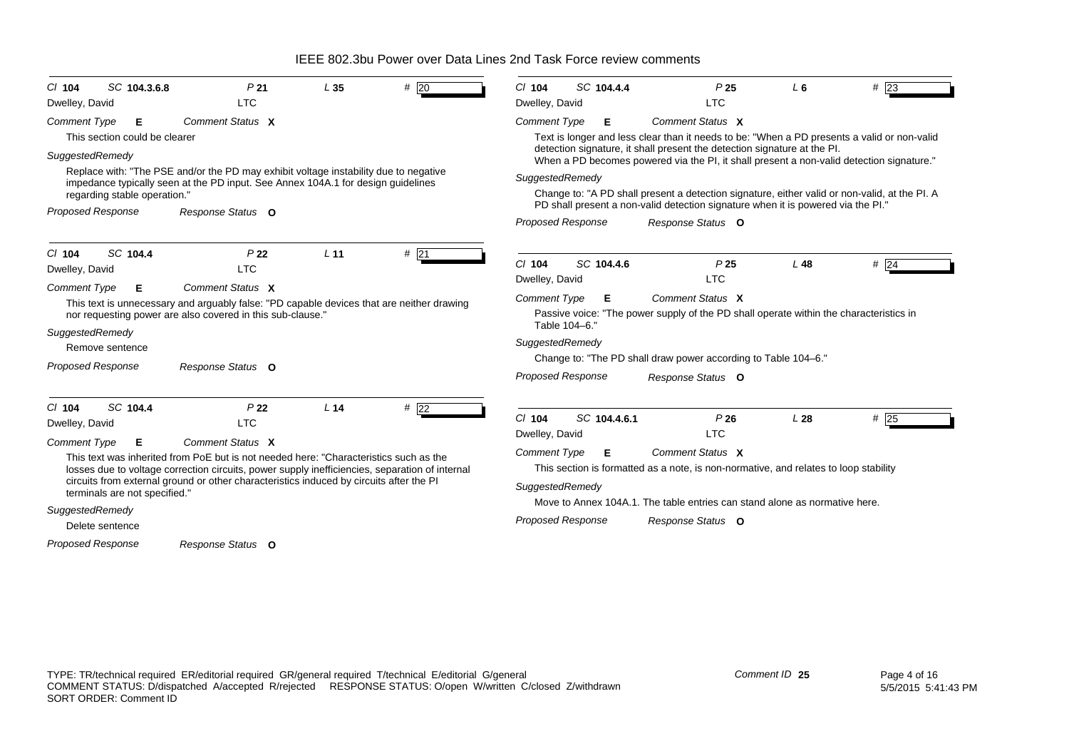**Cl** 104 **SC** 104.3.6.8 **P** 21 **L** 35 **#** 20

Dwelley, David — LTC

*Comment Type* **E** *Comment Status* **X**

This section could be clearer

*SuggestedRemedy*

Replace with: "The PSE and/or the PD may exhibit voltage instability due to negative impedance typically seen at the PD input. See Annex 104A.1 for design guidelines regarding stable operation."

*Proposed Response* *Response Status* **O**

---

**Cl** 104 **SC** 104.4 **P** 22 **L** 11 **#** 21

Dwelley, David — LTC

*Comment Type* **E** *Comment Status* **X**

This text is unnecessary and arguably false: "PD capable devices that are neither drawing nor requesting power are also covered in this sub-clause."

*SuggestedRemedy*

Remove sentence

*Proposed Response* *Response Status* **O**

---

**Cl** 104 **SC** 104.4 **P** 22 **L** 14 **#** 22

Dwelley, David — LTC

*Comment Type* **E** *Comment Status* **X**

This text was inherited from PoE but is not needed here: "Characteristics such as the losses due to voltage correction circuits, power supply inefficiencies, separation of internal circuits from external ground or other characteristics induced by circuits after the PI terminals are not specified."

*SuggestedRemedy*

Delete sentence

*Proposed Response* *Response Status* **O**

---

**Cl** 104 **SC** 104.4.4 **P** 25 **L** 6 **#** 23

Dwelley, David — LTC

*Comment Type* **E** *Comment Status* **X**

Text is longer and less clear than it needs to be: "When a PD presents a valid or non-valid detection signature, it shall present the detection signature at the PI. When a PD becomes powered via the PI, it shall present a non-valid detection signature."

*SuggestedRemedy*

Change to: "A PD shall present a detection signature, either valid or non-valid, at the PI. A PD shall present a non-valid detection signature when it is powered via the PI."

*Proposed Response* *Response Status* **O**

---

**Cl** 104 **SC** 104.4.6 **P** 25 **L** 48 **#** 24

Dwelley, David — LTC

*Comment Type* **E** *Comment Status* **X**

Passive voice: "The power supply of the PD shall operate within the characteristics in Table 104–6."

*SuggestedRemedy*

Change to: "The PD shall draw power according to Table 104–6."

*Proposed Response* *Response Status* **O**

---

**Cl** 104 **SC** 104.4.6.1 **P** 26 **L** 28 **#** 25

Dwelley, David — LTC

*Comment Type* **E** *Comment Status* **X**

This section is formatted as a note, is non-normative, and relates to loop stability

*SuggestedRemedy*

Move to Annex 104A.1. The table entries can stand alone as normative here.

*Proposed Response* *Response Status* **O**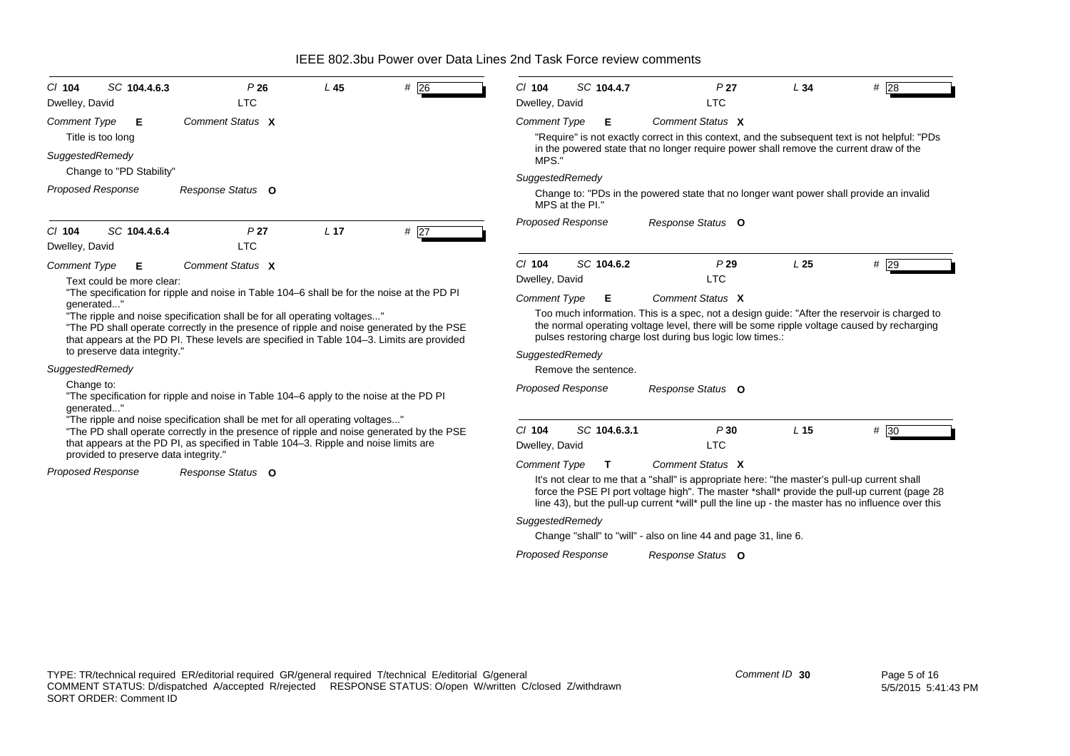# IEEE 802.3bu Power over Data Lines 2nd Task Force review comments

**Cl** 104 **SC** 104.4.6.3 **P** 26 **L** 45 **#** 26

Dwelley, David — LTC

**Comment Type** E **Comment Status** X

Title is too long

**SuggestedRemedy**

Change to "PD Stability"

**Proposed Response** **Response Status** O

---

**Cl** 104 **SC** 104.4.6.4 **P** 27 **L** 17 **#** 27

Dwelley, David — LTC

**Comment Type** E **Comment Status** X

Text could be more clear:

"The specification for ripple and noise in Table 104–6 shall be for the noise at the PD PI generated..."

"The ripple and noise specification shall be for all operating voltages..."

"The PD shall operate correctly in the presence of ripple and noise generated by the PSE that appears at the PD PI. These levels are specified in Table 104–3. Limits are provided to preserve data integrity."

**SuggestedRemedy**

Change to:

"The specification for ripple and noise in Table 104–6 apply to the noise at the PD PI generated..."

"The ripple and noise specification shall be met for all operating voltages..."

"The PD shall operate correctly in the presence of ripple and noise generated by the PSE that appears at the PD PI, as specified in Table 104–3. Ripple and noise limits are provided to preserve data integrity."

**Proposed Response** **Response Status** O

---

**Cl** 104 **SC** 104.4.7 **P** 27 **L** 34 **#** 28

Dwelley, David — LTC

**Comment Type** E **Comment Status** X

"Require" is not exactly correct in this context, and the subsequent text is not helpful: "PDs in the powered state that no longer require power shall remove the current draw of the MPS."

**SuggestedRemedy**

Change to: "PDs in the powered state that no longer want power shall provide an invalid MPS at the PI."

**Proposed Response** **Response Status** O

---

**Cl** 104 **SC** 104.6.2 **P** 29 **L** 25 **#** 29

Dwelley, David — LTC

**Comment Type** E **Comment Status** X

Too much information. This is a spec, not a design guide: "After the reservoir is charged to the normal operating voltage level, there will be some ripple voltage caused by recharging pulses restoring charge lost during bus logic low times.:

**SuggestedRemedy**

Remove the sentence.

**Proposed Response** **Response Status** O

---

**Cl** 104 **SC** 104.6.3.1 **P** 30 **L** 15 **#** 30

Dwelley, David — LTC

**Comment Type** T **Comment Status** X

It's not clear to me that a "shall" is appropriate here: "the master's pull-up current shall force the PSE PI port voltage high". The master *shall* provide the pull-up current (page 28 line 43), but the pull-up current *will* pull the line up - the master has no influence over this

**SuggestedRemedy**

Change "shall" to "will" - also on line 44 and page 31, line 6.

**Proposed Response** **Response Status** O

---

TYPE: TR/technical required ER/editorial required GR/general required T/technical E/editorial G/general
COMMENT STATUS: D/dispatched A/accepted R/rejected RESPONSE STATUS: O/open W/written C/closed Z/withdrawn
SORT ORDER: Comment ID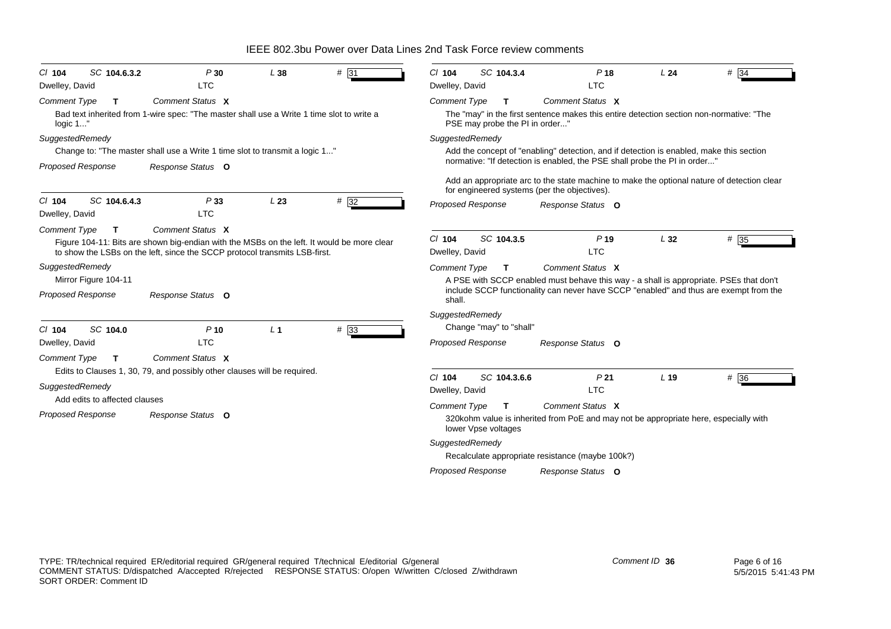| Cl **104** | SC **104.6.3.2** | P **30** | L **38** | # 31 |
|---|---|---|---|---|
| Dwelley, David | | LTC | | |

*Comment Type* **T** *Comment Status* **X**

Bad text inherited from 1-wire spec: "The master shall use a Write 1 time slot to write a logic 1..."

*SuggestedRemedy*

Change to: "The master shall use a Write 1 time slot to transmit a logic 1..."

*Proposed Response* *Response Status* **O**

---

| Cl **104** | SC **104.6.4.3** | P **33** | L **23** | # 32 |
|---|---|---|---|---|
| Dwelley, David | | LTC | | |

*Comment Type* **T** *Comment Status* **X**

Figure 104-11: Bits are shown big-endian with the MSBs on the left. It would be more clear to show the LSBs on the left, since the SCCP protocol transmits LSB-first.

*SuggestedRemedy*

Mirror Figure 104-11

*Proposed Response* *Response Status* **O**

---

| Cl **104** | SC **104.0** | P **10** | L **1** | # 33 |
|---|---|---|---|---|
| Dwelley, David | | LTC | | |

*Comment Type* **T** *Comment Status* **X**

Edits to Clauses 1, 30, 79, and possibly other clauses will be required.

*SuggestedRemedy*

Add edits to affected clauses

*Proposed Response* *Response Status* **O**

---

| Cl **104** | SC **104.3.4** | P **18** | L **24** | # 34 |
|---|---|---|---|---|
| Dwelley, David | | LTC | | |

*Comment Type* **T** *Comment Status* **X**

The "may" in the first sentence makes this entire detection section non-normative: "The PSE may probe the PI in order..."

*SuggestedRemedy*

Add the concept of "enabling" detection, and if detection is enabled, make this section normative: "If detection is enabled, the PSE shall probe the PI in order..."

Add an appropriate arc to the state machine to make the optional nature of detection clear for engineered systems (per the objectives).

*Proposed Response* *Response Status* **O**

---

| Cl **104** | SC **104.3.5** | P **19** | L **32** | # 35 |
|---|---|---|---|---|
| Dwelley, David | | LTC | | |

*Comment Type* **T** *Comment Status* **X**

A PSE with SCCP enabled must behave this way - a shall is appropriate. PSEs that don't include SCCP functionality can never have SCCP "enabled" and thus are exempt from the shall.

*SuggestedRemedy*

Change "may" to "shall"

*Proposed Response* *Response Status* **O**

---

| Cl **104** | SC **104.3.6.6** | P **21** | L **19** | # 36 |
|---|---|---|---|---|
| Dwelley, David | | LTC | | |

*Comment Type* **T** *Comment Status* **X**

320kohm value is inherited from PoE and may not be appropriate here, especially with lower Vpse voltages

*SuggestedRemedy*

Recalculate appropriate resistance (maybe 100k?)

*Proposed Response* *Response Status* **O**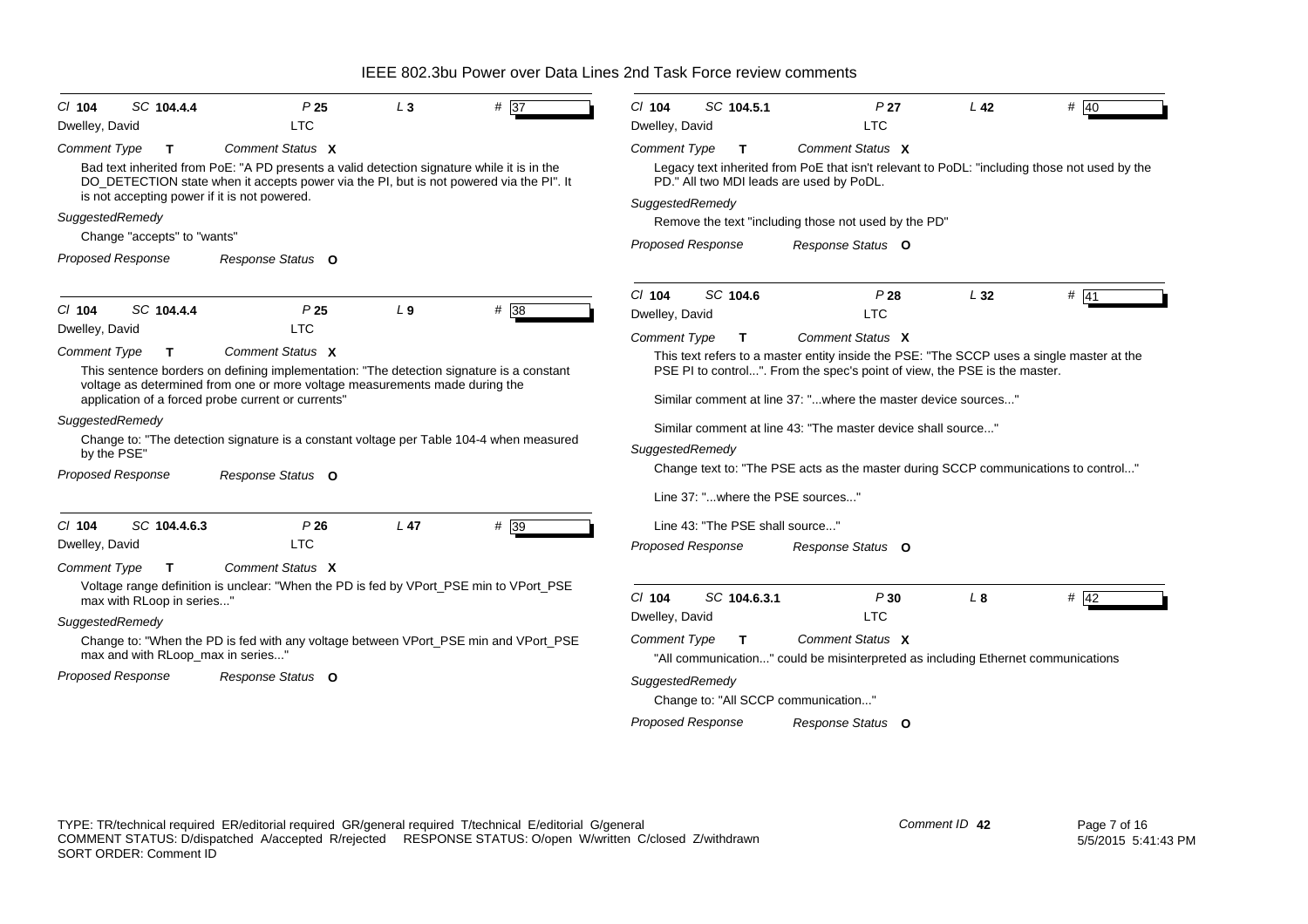# IEEE 802.3bu Power over Data Lines 2nd Task Force review comments

Cl **104** SC **104.4.4** P **25** L **3** # 37

Dwelley, David LTC

*Comment Type* **T** *Comment Status* **X**

Bad text inherited from PoE: "A PD presents a valid detection signature while it is in the DO_DETECTION state when it accepts power via the PI, but is not powered via the PI". It is not accepting power if it is not powered.

*SuggestedRemedy*

Change "accepts" to "wants"

*Proposed Response* *Response Status* **O**

---

Cl **104** SC **104.4.4** P **25** L **9** # 38

Dwelley, David LTC

*Comment Type* **T** *Comment Status* **X**

This sentence borders on defining implementation: "The detection signature is a constant voltage as determined from one or more voltage measurements made during the application of a forced probe current or currents"

*SuggestedRemedy*

Change to: "The detection signature is a constant voltage per Table 104-4 when measured by the PSE"

*Proposed Response* *Response Status* **O**

---

Cl **104** SC **104.4.6.3** P **26** L **47** # 39

Dwelley, David LTC

*Comment Type* **T** *Comment Status* **X**

Voltage range definition is unclear: "When the PD is fed by VPort_PSE min to VPort_PSE max with RLoop in series..."

*SuggestedRemedy*

Change to: "When the PD is fed with any voltage between VPort_PSE min and VPort_PSE max and with RLoop_max in series..."

*Proposed Response* *Response Status* **O**

---

Cl **104** SC **104.5.1** P **27** L **42** # 40

Dwelley, David LTC

*Comment Type* **T** *Comment Status* **X**

Legacy text inherited from PoE that isn't relevant to PoDL: "including those not used by the PD." All two MDI leads are used by PoDL.

*SuggestedRemedy*

Remove the text "including those not used by the PD"

*Proposed Response* *Response Status* **O**

---

Cl **104** SC **104.6** P **28** L **32** # 41

Dwelley, David LTC

*Comment Type* **T** *Comment Status* **X**

This text refers to a master entity inside the PSE: "The SCCP uses a single master at the PSE PI to control...". From the spec's point of view, the PSE is the master.

Similar comment at line 37: "...where the master device sources..."

Similar comment at line 43: "The master device shall source..."

*SuggestedRemedy*

Change text to: "The PSE acts as the master during SCCP communications to control..."

Line 37: "...where the PSE sources..."

Line 43: "The PSE shall source..."

*Proposed Response* *Response Status* **O**

---

Cl **104** SC **104.6.3.1** P **30** L **8** # 42

Dwelley, David LTC

*Comment Type* **T** *Comment Status* **X**

"All communication..." could be misinterpreted as including Ethernet communications

*SuggestedRemedy*

Change to: "All SCCP communication..."

*Proposed Response* *Response Status* **O**

---

TYPE: TR/technical required ER/editorial required GR/general required T/technical E/editorial G/general
COMMENT STATUS: D/dispatched A/accepted R/rejected RESPONSE STATUS: O/open W/written C/closed Z/withdrawn
SORT ORDER: Comment ID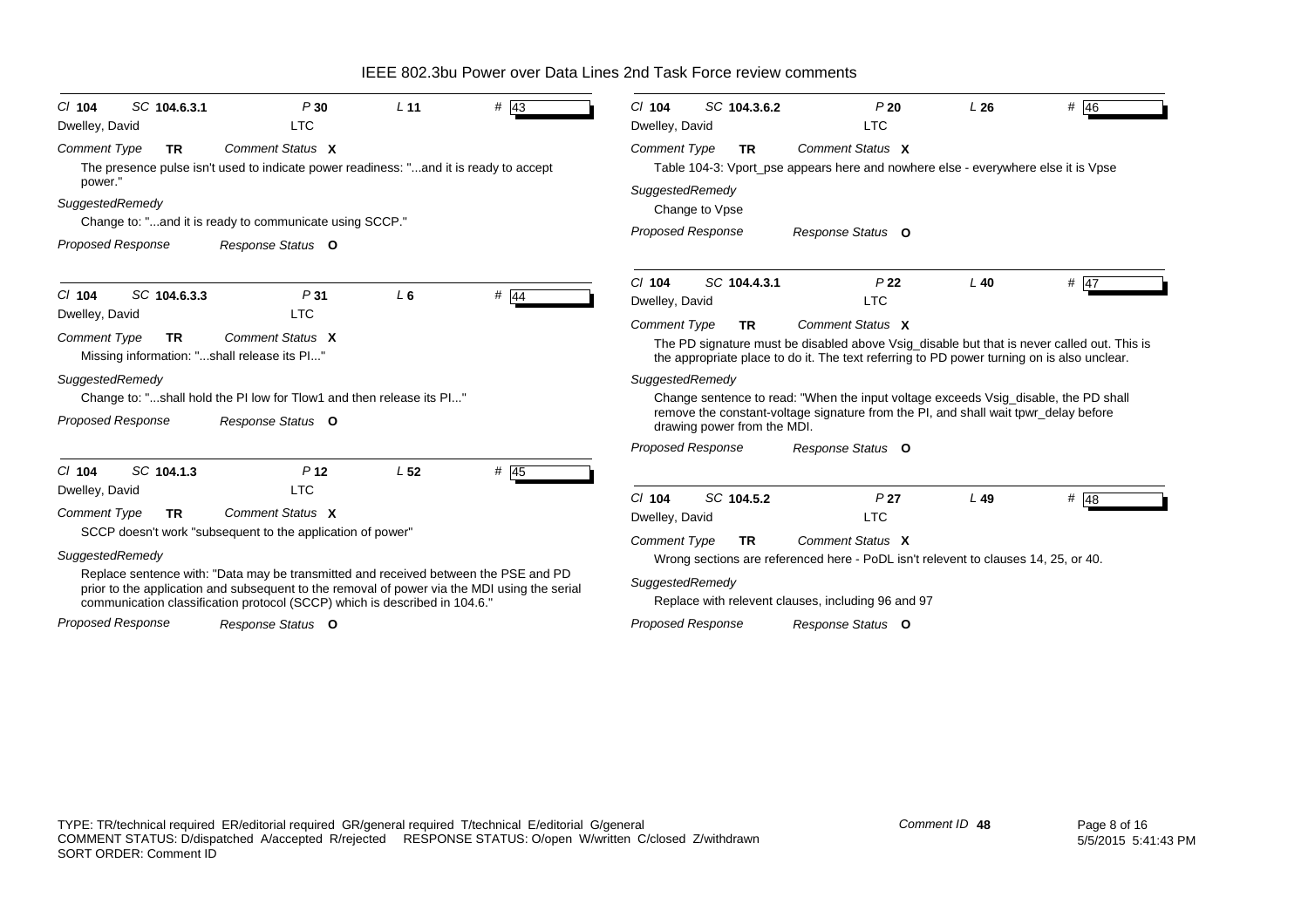# IEEE 802.3bu Power over Data Lines 2nd Task Force review comments

**Cl** 104 **SC** 104.6.3.1 **P** 30 **L** 11 **#** 43

Dwelley, David — LTC

*Comment Type* **TR** *Comment Status* **X**

The presence pulse isn't used to indicate power readiness: "...and it is ready to accept power."

*SuggestedRemedy*

Change to: "...and it is ready to communicate using SCCP."

*Proposed Response* *Response Status* **O**

---

**Cl** 104 **SC** 104.6.3.3 **P** 31 **L** 6 **#** 44

Dwelley, David — LTC

*Comment Type* **TR** *Comment Status* **X**

Missing information: "...shall release its PI..."

*SuggestedRemedy*

Change to: "...shall hold the PI low for Tlow1 and then release its PI..."

*Proposed Response* *Response Status* **O**

---

**Cl** 104 **SC** 104.1.3 **P** 12 **L** 52 **#** 45

Dwelley, David — LTC

*Comment Type* **TR** *Comment Status* **X**

SCCP doesn't work "subsequent to the application of power"

*SuggestedRemedy*

Replace sentence with: "Data may be transmitted and received between the PSE and PD prior to the application and subsequent to the removal of power via the MDI using the serial communication classification protocol (SCCP) which is described in 104.6."

*Proposed Response* *Response Status* **O**

---

**Cl** 104 **SC** 104.3.6.2 **P** 20 **L** 26 **#** 46

Dwelley, David — LTC

*Comment Type* **TR** *Comment Status* **X**

Table 104-3: Vport_pse appears here and nowhere else - everywhere else it is Vpse

*SuggestedRemedy*

Change to Vpse

*Proposed Response* *Response Status* **O**

---

**Cl** 104 **SC** 104.4.3.1 **P** 22 **L** 40 **#** 47

Dwelley, David — LTC

*Comment Type* **TR** *Comment Status* **X**

The PD signature must be disabled above Vsig_disable but that is never called out. This is the appropriate place to do it. The text referring to PD power turning on is also unclear.

*SuggestedRemedy*

Change sentence to read: "When the input voltage exceeds Vsig_disable, the PD shall remove the constant-voltage signature from the PI, and shall wait tpwr_delay before drawing power from the MDI.

*Proposed Response* *Response Status* **O**

---

**Cl** 104 **SC** 104.5.2 **P** 27 **L** 49 **#** 48

Dwelley, David — LTC

*Comment Type* **TR** *Comment Status* **X**

Wrong sections are referenced here - PoDL isn't relevent to clauses 14, 25, or 40.

*SuggestedRemedy*

Replace with relevent clauses, including 96 and 97

*Proposed Response* *Response Status* **O**

---

TYPE: TR/technical required ER/editorial required GR/general required T/technical E/editorial G/general
COMMENT STATUS: D/dispatched A/accepted R/rejected RESPONSE STATUS: O/open W/written C/closed Z/withdrawn
SORT ORDER: Comment ID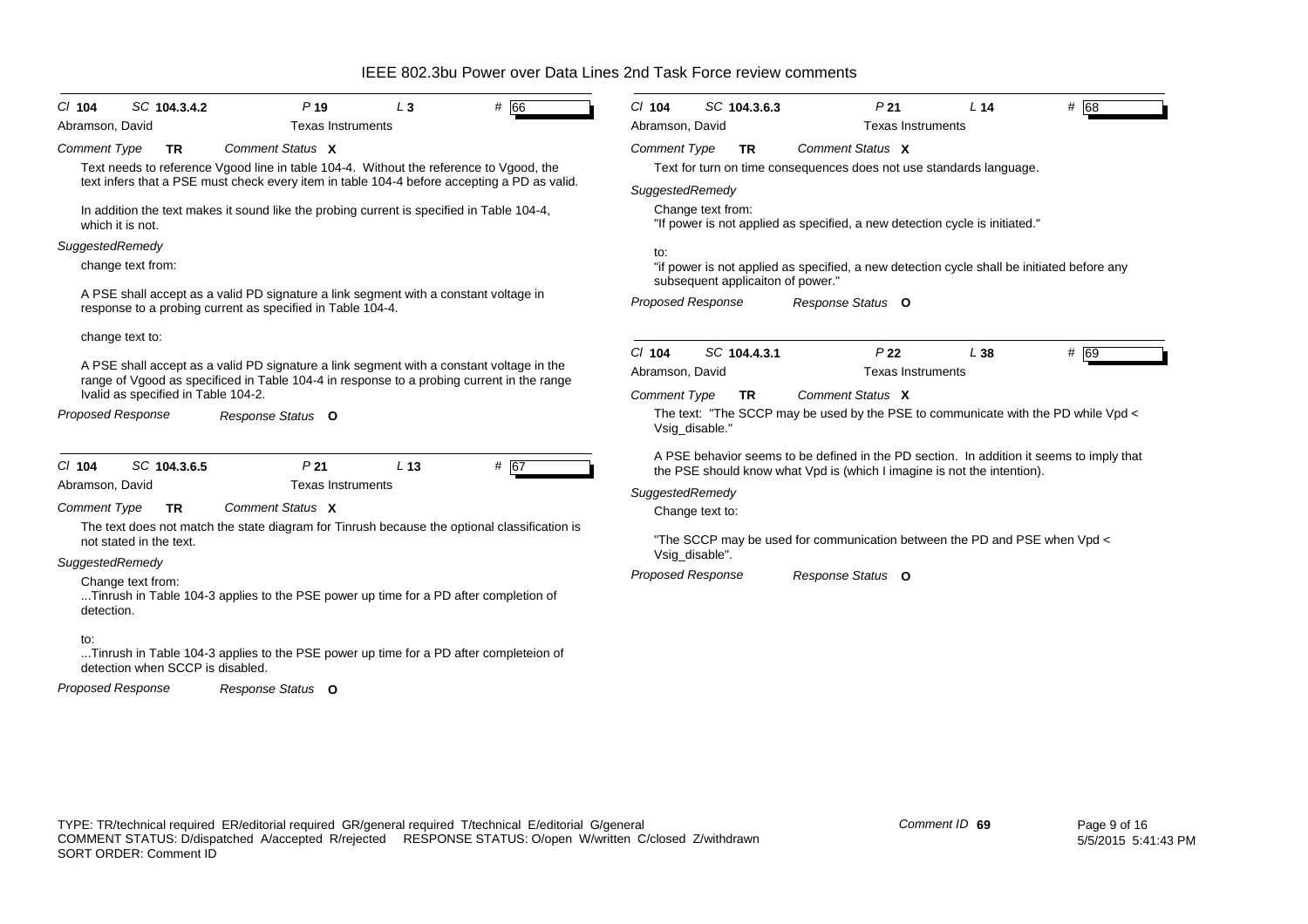# IEEE 802.3bu Power over Data Lines 2nd Task Force review comments

**Cl** 104 **SC** 104.3.4.2 **P** 19 **L** 3 **#** 66

Abramson, David — Texas Instruments

*Comment Type* **TR** *Comment Status* **X**

Text needs to reference Vgood line in table 104-4. Without the reference to Vgood, the text infers that a PSE must check every item in table 104-4 before accepting a PD as valid.

In addition the text makes it sound like the probing current is specified in Table 104-4, which it is not.

*SuggestedRemedy*

change text from:

A PSE shall accept as a valid PD signature a link segment with a constant voltage in response to a probing current as specified in Table 104-4.

change text to:

A PSE shall accept as a valid PD signature a link segment with a constant voltage in the range of Vgood as specificed in Table 104-4 in response to a probing current in the range Ivalid as specified in Table 104-2.

*Proposed Response* *Response Status* **O**

---

**Cl** 104 **SC** 104.3.6.5 **P** 21 **L** 13 **#** 67

Abramson, David — Texas Instruments

*Comment Type* **TR** *Comment Status* **X**

The text does not match the state diagram for Tinrush because the optional classification is not stated in the text.

*SuggestedRemedy*

Change text from:
...Tinrush in Table 104-3 applies to the PSE power up time for a PD after completion of detection.

to:
...Tinrush in Table 104-3 applies to the PSE power up time for a PD after completeion of detection when SCCP is disabled.

*Proposed Response* *Response Status* **O**

---

**Cl** 104 **SC** 104.3.6.3 **P** 21 **L** 14 **#** 68

Abramson, David — Texas Instruments

*Comment Type* **TR** *Comment Status* **X**

Text for turn on time consequences does not use standards language.

*SuggestedRemedy*

Change text from:
"If power is not applied as specified, a new detection cycle is initiated."

to:
"if power is not applied as specified, a new detection cycle shall be initiated before any subsequent applicaiton of power."

*Proposed Response* *Response Status* **O**

---

**Cl** 104 **SC** 104.4.3.1 **P** 22 **L** 38 **#** 69

Abramson, David — Texas Instruments

*Comment Type* **TR** *Comment Status* **X**

The text: "The SCCP may be used by the PSE to communicate with the PD while Vpd < Vsig_disable."

A PSE behavior seems to be defined in the PD section. In addition it seems to imply that the PSE should know what Vpd is (which I imagine is not the intention).

*SuggestedRemedy*

Change text to:

"The SCCP may be used for communication between the PD and PSE when Vpd < Vsig_disable".

*Proposed Response* *Response Status* **O**

---

TYPE: TR/technical required ER/editorial required GR/general required T/technical E/editorial G/general
COMMENT STATUS: D/dispatched A/accepted R/rejected RESPONSE STATUS: O/open W/written C/closed Z/withdrawn
SORT ORDER: Comment ID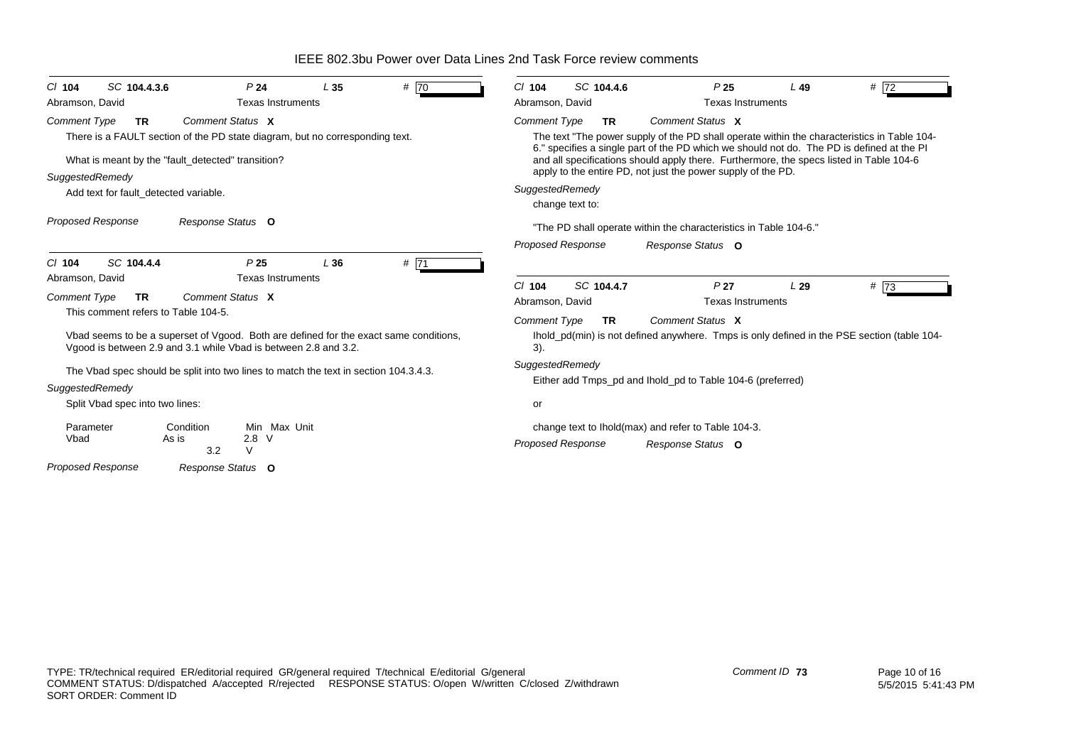IEEE 802.3bu Power over Data Lines 2nd Task Force review comments

---

**Cl** 104 **SC** 104.4.3.6 **P** 24 **L** 35 **#** 70

Abramson, David — Texas Instruments

*Comment Type* **TR** *Comment Status* **X**

There is a FAULT section of the PD state diagram, but no corresponding text.

What is meant by the "fault_detected" transition?

*SuggestedRemedy*

Add text for fault_detected variable.

*Proposed Response* *Response Status* **O**

---

**Cl** 104 **SC** 104.4.4 **P** 25 **L** 36 **#** 71

Abramson, David — Texas Instruments

*Comment Type* **TR** *Comment Status* **X**

This comment refers to Table 104-5.

Vbad seems to be a superset of Vgood. Both are defined for the exact same conditions, Vgood is between 2.9 and 3.1 while Vbad is between 2.8 and 3.2.

The Vbad spec should be split into two lines to match the text in section 104.3.4.3.

*SuggestedRemedy*

Split Vbad spec into two lines:

| Parameter | Condition | Min | Max | Unit |
|---|---|---|---|---|
| Vbad | As is | 2.8 | | V |
| | | | 3.2 | V |

*Proposed Response* *Response Status* **O**

---

**Cl** 104 **SC** 104.4.6 **P** 25 **L** 49 **#** 72

Abramson, David — Texas Instruments

*Comment Type* **TR** *Comment Status* **X**

The text "The power supply of the PD shall operate within the characteristics in Table 104-6." specifies a single part of the PD which we should not do. The PD is defined at the PI and all specifications should apply there. Furthermore, the specs listed in Table 104-6 apply to the entire PD, not just the power supply of the PD.

*SuggestedRemedy*

change text to:

"The PD shall operate within the characteristics in Table 104-6."

*Proposed Response* *Response Status* **O**

---

**Cl** 104 **SC** 104.4.7 **P** 27 **L** 29 **#** 73

Abramson, David — Texas Instruments

*Comment Type* **TR** *Comment Status* **X**

Ihold_pd(min) is not defined anywhere. Tmps is only defined in the PSE section (table 104-3).

*SuggestedRemedy*

Either add Tmps_pd and Ihold_pd to Table 104-6 (preferred)

or

change text to Ihold(max) and refer to Table 104-3.

*Proposed Response* *Response Status* **O**

---

TYPE: TR/technical required ER/editorial required GR/general required T/technical E/editorial G/general
COMMENT STATUS: D/dispatched A/accepted R/rejected RESPONSE STATUS: O/open W/written C/closed Z/withdrawn
SORT ORDER: Comment ID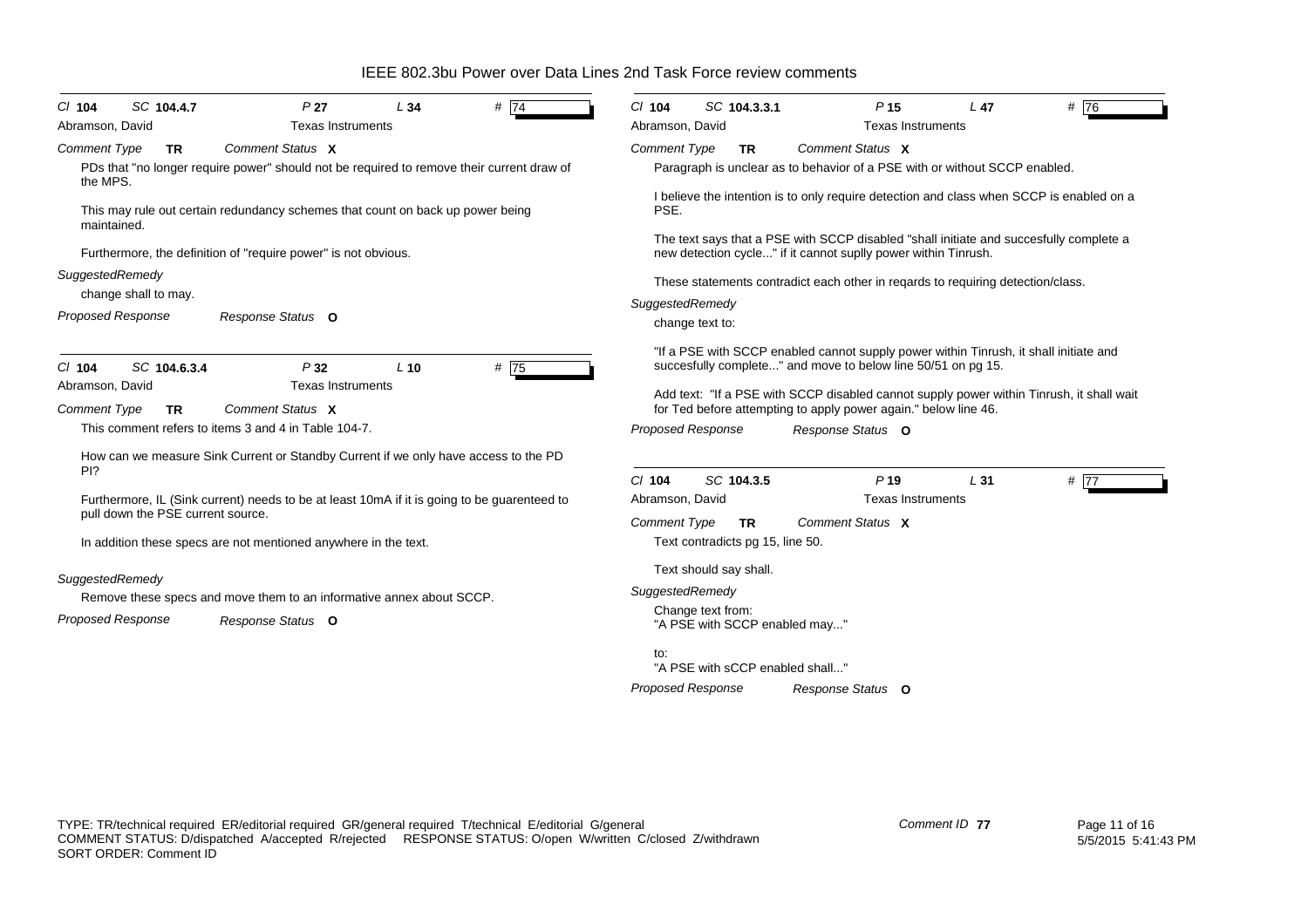Cl **104** SC **104.4.7** P **27** L **34** # 74

Abramson, David — Texas Instruments

*Comment Type* **TR** *Comment Status* **X**

PDs that "no longer require power" should not be required to remove their current draw of the MPS.

This may rule out certain redundancy schemes that count on back up power being maintained.

Furthermore, the definition of "require power" is not obvious.

*SuggestedRemedy*

change shall to may.

*Proposed Response* *Response Status* **O**

---

Cl **104** SC **104.6.3.4** P **32** L **10** # 75

Abramson, David — Texas Instruments

*Comment Type* **TR** *Comment Status* **X**

This comment refers to items 3 and 4 in Table 104-7.

How can we measure Sink Current or Standby Current if we only have access to the PD PI?

Furthermore, IL (Sink current) needs to be at least 10mA if it is going to be guarenteed to pull down the PSE current source.

In addition these specs are not mentioned anywhere in the text.

*SuggestedRemedy*

Remove these specs and move them to an informative annex about SCCP.

*Proposed Response* *Response Status* **O**

---

Cl **104** SC **104.3.3.1** P **15** L **47** # 76

Abramson, David — Texas Instruments

*Comment Type* **TR** *Comment Status* **X**

Paragraph is unclear as to behavior of a PSE with or without SCCP enabled.

I believe the intention is to only require detection and class when SCCP is enabled on a PSE.

The text says that a PSE with SCCP disabled "shall initiate and succesfully complete a new detection cycle..." if it cannot suplly power within Tinrush.

These statements contradict each other in reqards to requiring detection/class.

*SuggestedRemedy*

change text to:

"If a PSE with SCCP enabled cannot supply power within Tinrush, it shall initiate and succesfully complete..." and move to below line 50/51 on pg 15.

Add text: "If a PSE with SCCP disabled cannot supply power within Tinrush, it shall wait for Ted before attempting to apply power again." below line 46.

*Proposed Response* *Response Status* **O**

---

Cl **104** SC **104.3.5** P **19** L **31** # 77

Abramson, David — Texas Instruments

*Comment Type* **TR** *Comment Status* **X**

Text contradicts pg 15, line 50.

Text should say shall.

*SuggestedRemedy*

Change text from:
"A PSE with SCCP enabled may..."

to:
"A PSE with sCCP enabled shall..."

*Proposed Response* *Response Status* **O**

---

TYPE: TR/technical required ER/editorial required GR/general required T/technical E/editorial G/general
COMMENT STATUS: D/dispatched A/accepted R/rejected RESPONSE STATUS: O/open W/written C/closed Z/withdrawn
SORT ORDER: Comment ID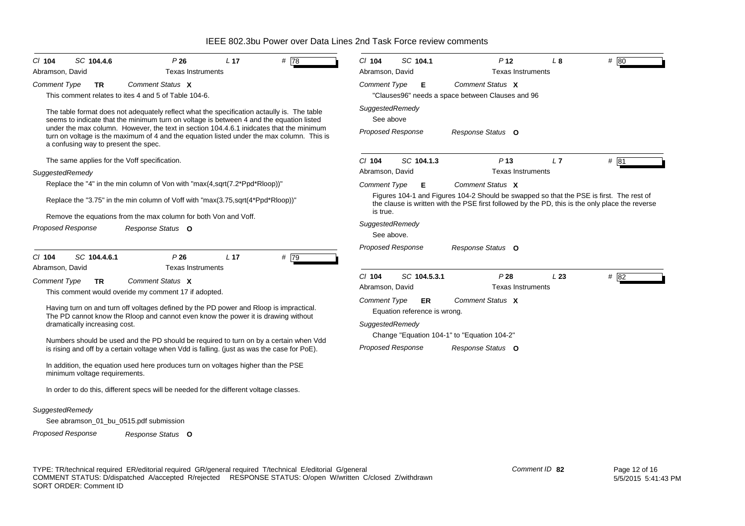**Cl** 104 **SC** 104.4.6 **P** 26 **L** 17 **#** 78

Abramson, David — Texas Instruments

*Comment Type* **TR** *Comment Status* **X**

This comment relates to ites 4 and 5 of Table 104-6.

The table format does not adequately reflect what the specification actaully is. The table seems to indicate that the minimum turn on voltage is between 4 and the equation listed under the max column. However, the text in section 104.4.6.1 inidcates that the minimum turn on voltage is the maximum of 4 and the equation listed under the max column. This is a confusing way to present the spec.

The same applies for the Voff specification.

*SuggestedRemedy*

Replace the "4" in the min column of Von with "max(4,sqrt(7.2*Ppd*Rloop))"

Replace the "3.75" in the min column of Voff with "max(3.75,sqrt(4*Ppd*Rloop))"

Remove the equations from the max column for both Von and Voff.

*Proposed Response* *Response Status* **O**

---

**Cl** 104 **SC** 104.4.6.1 **P** 26 **L** 17 **#** 79

Abramson, David — Texas Instruments

*Comment Type* **TR** *Comment Status* **X**

This comment would overide my comment 17 if adopted.

Having turn on and turn off voltages defined by the PD power and Rloop is impractical. The PD cannot know the Rloop and cannot even know the power it is drawing without dramatically increasing cost.

Numbers should be used and the PD should be required to turn on by a certain when Vdd is rising and off by a certain voltage when Vdd is falling. (just as was the case for PoE).

In addition, the equation used here produces turn on voltages higher than the PSE minimum voltage requirements.

In order to do this, different specs will be needed for the different voltage classes.

*SuggestedRemedy*

See abramson_01_bu_0515.pdf submission

*Proposed Response* *Response Status* **O**

---

**Cl** 104 **SC** 104.1 **P** 12 **L** 8 **#** 80

Abramson, David — Texas Instruments

*Comment Type* **E** *Comment Status* **X**

"Clauses96" needs a space between Clauses and 96

*SuggestedRemedy*

See above

*Proposed Response* *Response Status* **O**

---

**Cl** 104 **SC** 104.1.3 **P** 13 **L** 7 **#** 81

Abramson, David — Texas Instruments

*Comment Type* **E** *Comment Status* **X**

Figures 104-1 and Figures 104-2 Should be swapped so that the PSE is first. The rest of the clause is written with the PSE first followed by the PD, this is the only place the reverse is true.

*SuggestedRemedy*

See above.

*Proposed Response* *Response Status* **O**

---

**Cl** 104 **SC** 104.5.3.1 **P** 28 **L** 23 **#** 82

Abramson, David — Texas Instruments

*Comment Type* **ER** *Comment Status* **X**

Equation reference is wrong.

*SuggestedRemedy*

Change "Equation 104-1" to "Equation 104-2"

*Proposed Response* *Response Status* **O**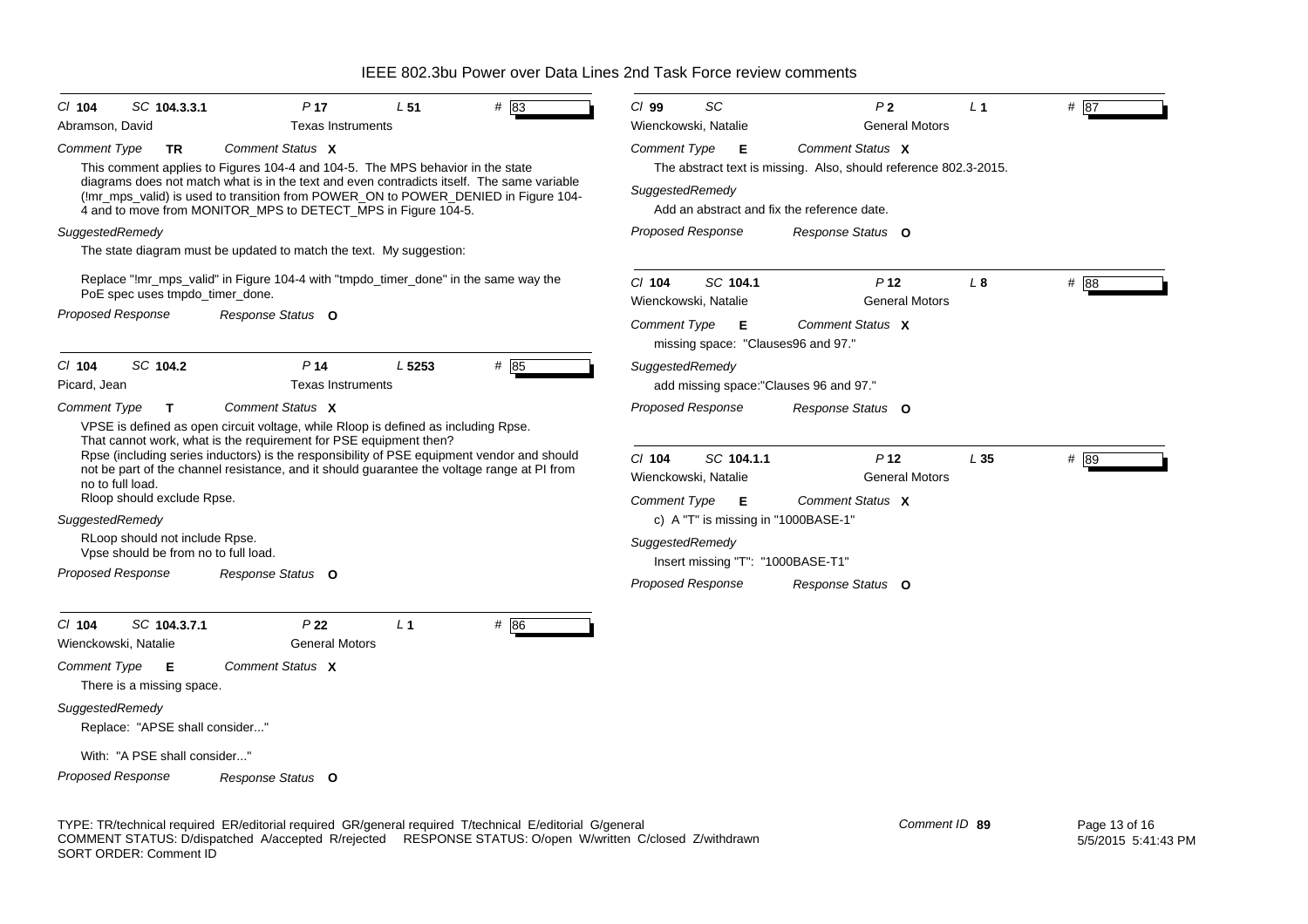| Cl | SC | P | L | # |
|---|---|---|---|---|
| 104 | 104.3.3.1 | 17 | 51 | 83 |

Abramson, David — Texas Instruments

*Comment Type* **TR** — *Comment Status* **X**

This comment applies to Figures 104-4 and 104-5. The MPS behavior in the state diagrams does not match what is in the text and even contradicts itself. The same variable (!mr_mps_valid) is used to transition from POWER_ON to POWER_DENIED in Figure 104-4 and to move from MONITOR_MPS to DETECT_MPS in Figure 104-5.

*SuggestedRemedy*

The state diagram must be updated to match the text. My suggestion:

Replace "!mr_mps_valid" in Figure 104-4 with "tmpdo_timer_done" in the same way the PoE spec uses tmpdo_timer_done.

*Proposed Response* — *Response Status* **O**

---

| Cl | SC | P | L | # |
|---|---|---|---|---|
| 104 | 104.2 | 14 | 5253 | 85 |

Picard, Jean — Texas Instruments

*Comment Type* **T** — *Comment Status* **X**

VPSE is defined as open circuit voltage, while Rloop is defined as including Rpse.
That cannot work, what is the requirement for PSE equipment then?
Rpse (including series inductors) is the responsibility of PSE equipment vendor and should not be part of the channel resistance, and it should guarantee the voltage range at PI from no to full load.
Rloop should exclude Rpse.

*SuggestedRemedy*

RLoop should not include Rpse.
Vpse should be from no to full load.

*Proposed Response* — *Response Status* **O**

---

| Cl | SC | P | L | # |
|---|---|---|---|---|
| 104 | 104.3.7.1 | 22 | 1 | 86 |

Wienckowski, Natalie — General Motors

*Comment Type* **E** — *Comment Status* **X**

There is a missing space.

*SuggestedRemedy*

Replace: "APSE shall consider..."

With: "A PSE shall consider..."

*Proposed Response* — *Response Status* **O**

---

| Cl | SC | P | L | # |
|---|---|---|---|---|
| 99 | | 2 | 1 | 87 |

Wienckowski, Natalie — General Motors

*Comment Type* **E** — *Comment Status* **X**

The abstract text is missing. Also, should reference 802.3-2015.

*SuggestedRemedy*

Add an abstract and fix the reference date.

*Proposed Response* — *Response Status* **O**

---

| Cl | SC | P | L | # |
|---|---|---|---|---|
| 104 | 104.1 | 12 | 8 | 88 |

Wienckowski, Natalie — General Motors

*Comment Type* **E** — *Comment Status* **X**

missing space: "Clauses96 and 97."

*SuggestedRemedy*

add missing space:"Clauses 96 and 97."

*Proposed Response* — *Response Status* **O**

---

| Cl | SC | P | L | # |
|---|---|---|---|---|
| 104 | 104.1.1 | 12 | 35 | 89 |

Wienckowski, Natalie — General Motors

*Comment Type* **E** — *Comment Status* **X**

c) A "T" is missing in "1000BASE-1"

*SuggestedRemedy*

Insert missing "T": "1000BASE-T1"

*Proposed Response* — *Response Status* **O**

---

TYPE: TR/technical required ER/editorial required GR/general required T/technical E/editorial G/general
COMMENT STATUS: D/dispatched A/accepted R/rejected RESPONSE STATUS: O/open W/written C/closed Z/withdrawn
SORT ORDER: Comment ID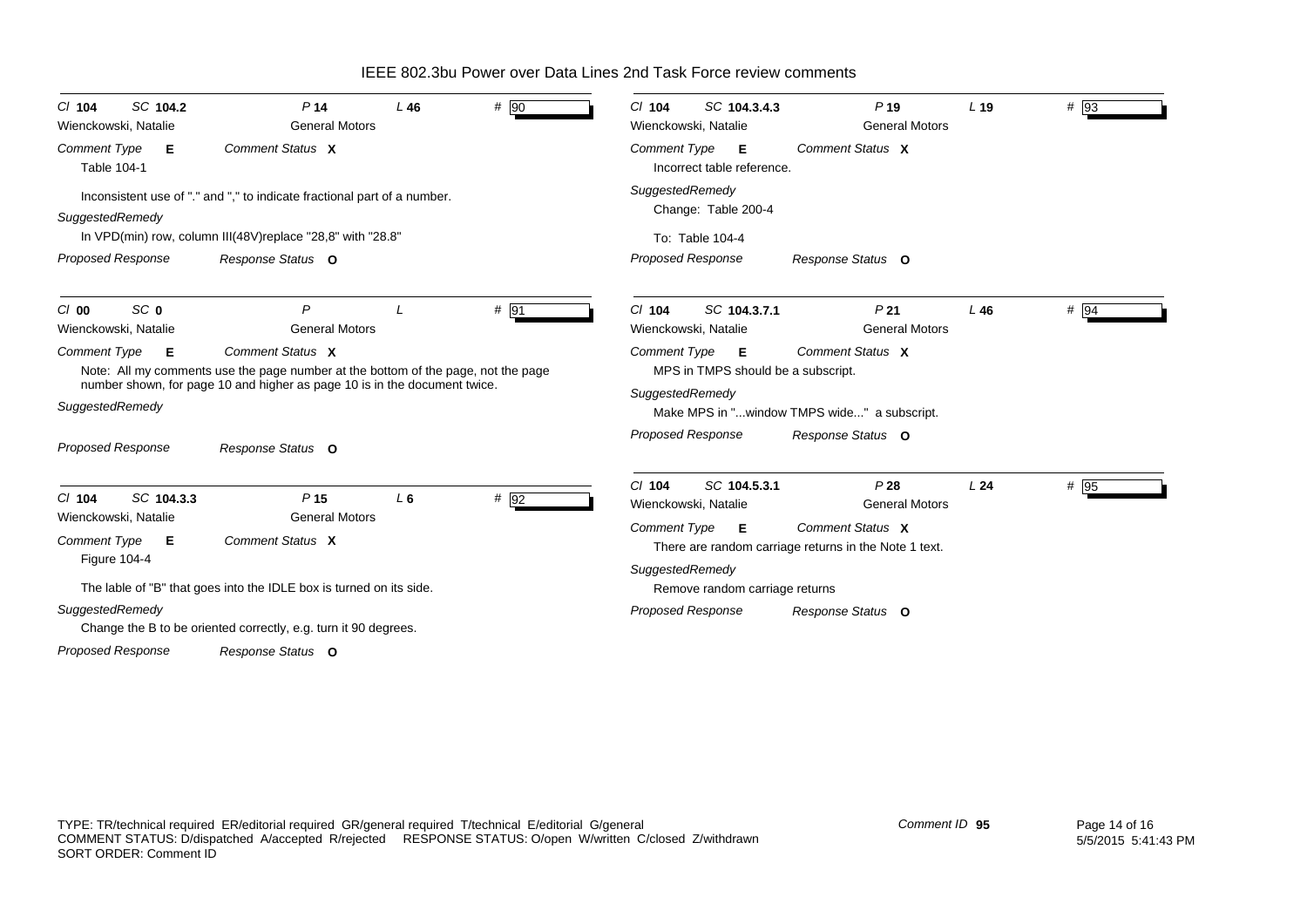# IEEE 802.3bu Power over Data Lines 2nd Task Force review comments

**Cl** 104 **SC** 104.2 **P** 14 **L** 46 **#** 90

Wienckowski, Natalie — General Motors

**Comment Type** E **Comment Status** X

Table 104-1

Inconsistent use of "." and "," to indicate fractional part of a number.

**SuggestedRemedy**

In VPD(min) row, column III(48V)replace "28,8" with "28.8"

**Proposed Response** **Response Status** O

---

**Cl** 00 **SC** 0 **P** **L** **#** 91

Wienckowski, Natalie — General Motors

**Comment Type** E **Comment Status** X

Note: All my comments use the page number at the bottom of the page, not the page number shown, for page 10 and higher as page 10 is in the document twice.

**SuggestedRemedy**

**Proposed Response** **Response Status** O

---

**Cl** 104 **SC** 104.3.3 **P** 15 **L** 6 **#** 92

Wienckowski, Natalie — General Motors

**Comment Type** E **Comment Status** X

Figure 104-4

The lable of "B" that goes into the IDLE box is turned on its side.

**SuggestedRemedy**

Change the B to be oriented correctly, e.g. turn it 90 degrees.

**Proposed Response** **Response Status** O

---

**Cl** 104 **SC** 104.3.4.3 **P** 19 **L** 19 **#** 93

Wienckowski, Natalie — General Motors

**Comment Type** E **Comment Status** X

Incorrect table reference.

**SuggestedRemedy**

Change: Table 200-4

To: Table 104-4

**Proposed Response** **Response Status** O

---

**Cl** 104 **SC** 104.3.7.1 **P** 21 **L** 46 **#** 94

Wienckowski, Natalie — General Motors

**Comment Type** E **Comment Status** X

MPS in TMPS should be a subscript.

**SuggestedRemedy**

Make MPS in "...window TMPS wide..." a subscript.

**Proposed Response** **Response Status** O

---

**Cl** 104 **SC** 104.5.3.1 **P** 28 **L** 24 **#** 95

Wienckowski, Natalie — General Motors

**Comment Type** E **Comment Status** X

There are random carriage returns in the Note 1 text.

**SuggestedRemedy**

Remove random carriage returns

**Proposed Response** **Response Status** O

---

TYPE: TR/technical required ER/editorial required GR/general required T/technical E/editorial G/general
COMMENT STATUS: D/dispatched A/accepted R/rejected RESPONSE STATUS: O/open W/written C/closed Z/withdrawn
SORT ORDER: Comment ID

Comment ID 95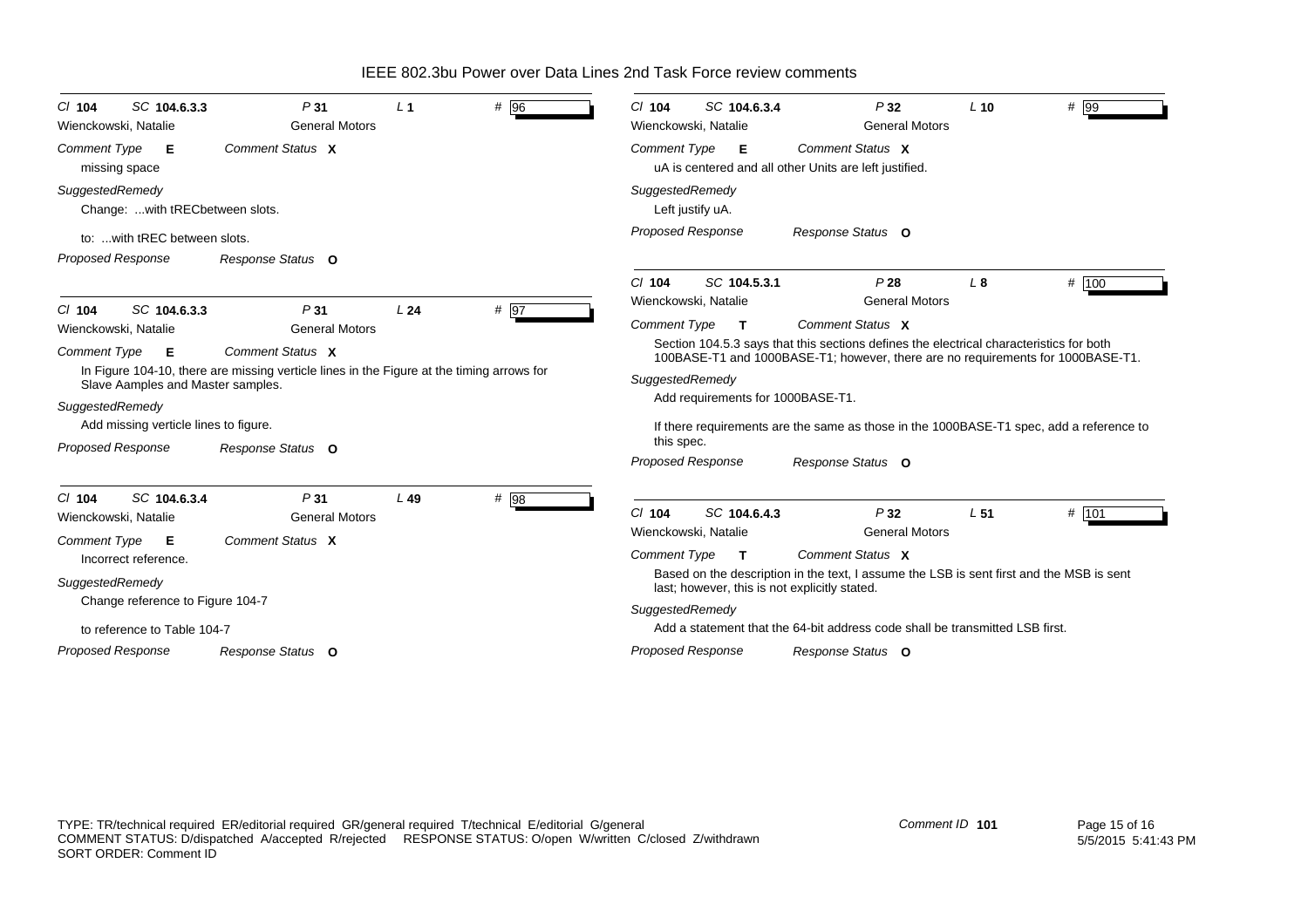# IEEE 802.3bu Power over Data Lines 2nd Task Force review comments

**Cl** 104 **SC** 104.6.3.3 **P** 31 **L** 1 **#** 96

Wienckowski, Natalie — General Motors

*Comment Type* **E** — *Comment Status* **X**

missing space

*SuggestedRemedy*

Change: ...with tRECbetween slots.

to: ...with tREC between slots.

*Proposed Response* — *Response Status* **O**

---

**Cl** 104 **SC** 104.6.3.3 **P** 31 **L** 24 **#** 97

Wienckowski, Natalie — General Motors

*Comment Type* **E** — *Comment Status* **X**

In Figure 104-10, there are missing verticle lines in the Figure at the timing arrows for Slave Aamples and Master samples.

*SuggestedRemedy*

Add missing verticle lines to figure.

*Proposed Response* — *Response Status* **O**

---

**Cl** 104 **SC** 104.6.3.4 **P** 31 **L** 49 **#** 98

Wienckowski, Natalie — General Motors

*Comment Type* **E** — *Comment Status* **X**

Incorrect reference.

*SuggestedRemedy*

Change reference to Figure 104-7

to reference to Table 104-7

*Proposed Response* — *Response Status* **O**

---

**Cl** 104 **SC** 104.6.3.4 **P** 32 **L** 10 **#** 99

Wienckowski, Natalie — General Motors

*Comment Type* **E** — *Comment Status* **X**

uA is centered and all other Units are left justified.

*SuggestedRemedy*

Left justify uA.

*Proposed Response* — *Response Status* **O**

---

**Cl** 104 **SC** 104.5.3.1 **P** 28 **L** 8 **#** 100

Wienckowski, Natalie — General Motors

*Comment Type* **T** — *Comment Status* **X**

Section 104.5.3 says that this sections defines the electrical characteristics for both 100BASE-T1 and 1000BASE-T1; however, there are no requirements for 1000BASE-T1.

*SuggestedRemedy*

Add requirements for 1000BASE-T1.

If there requirements are the same as those in the 1000BASE-T1 spec, add a reference to this spec.

*Proposed Response* — *Response Status* **O**

---

**Cl** 104 **SC** 104.6.4.3 **P** 32 **L** 51 **#** 101

Wienckowski, Natalie — General Motors

*Comment Type* **T** — *Comment Status* **X**

Based on the description in the text, I assume the LSB is sent first and the MSB is sent last; however, this is not explicitly stated.

*SuggestedRemedy*

Add a statement that the 64-bit address code shall be transmitted LSB first.

*Proposed Response* — *Response Status* **O**

---

TYPE: TR/technical required ER/editorial required GR/general required T/technical E/editorial G/general
COMMENT STATUS: D/dispatched A/accepted R/rejected RESPONSE STATUS: O/open W/written C/closed Z/withdrawn
SORT ORDER: Comment ID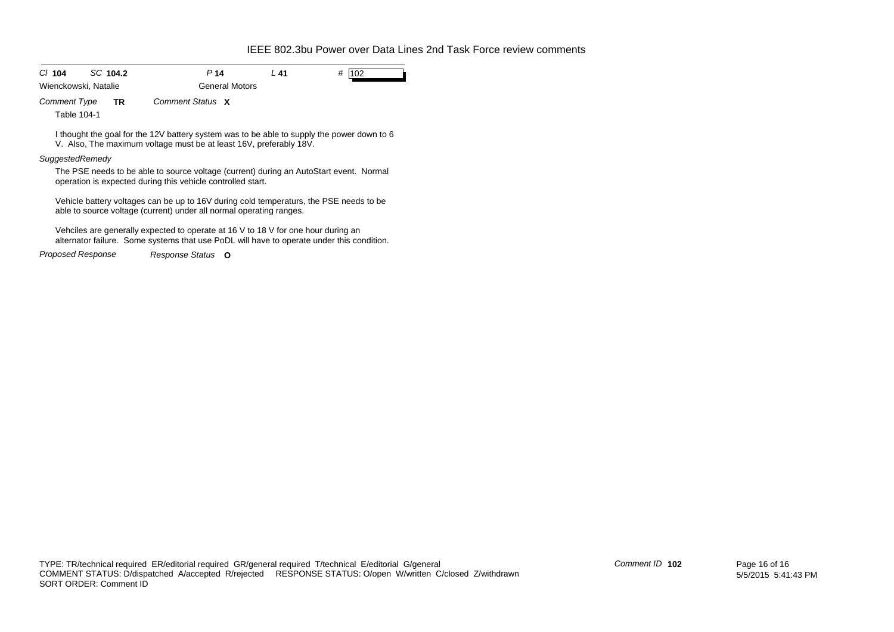*Cl* **104** *SC* **104.2** *P* **14** *L* **41** # 102

Wienckowski, Natalie General Motors

*Comment Type* **TR** *Comment Status* **X**

Table 104-1

I thought the goal for the 12V battery system was to be able to supply the power down to 6 V. Also, The maximum voltage must be at least 16V, preferably 18V.

*SuggestedRemedy*

The PSE needs to be able to source voltage (current) during an AutoStart event. Normal operation is expected during this vehicle controlled start.

Vehicle battery voltages can be up to 16V during cold temperatures, the PSE needs to be able to source voltage (current) under all normal operating ranges.

Vehciles are generally expected to operate at 16 V to 18 V for one hour during an alternator failure. Some systems that use PoDL will have to operate under this condition.

*Proposed Response* *Response Status* **O**

TYPE: TR/technical required ER/editorial required GR/general required T/technical E/editorial G/general
COMMENT STATUS: D/dispatched A/accepted R/rejected RESPONSE STATUS: O/open W/written C/closed Z/withdrawn
SORT ORDER: Comment ID

*Comment ID* **102**